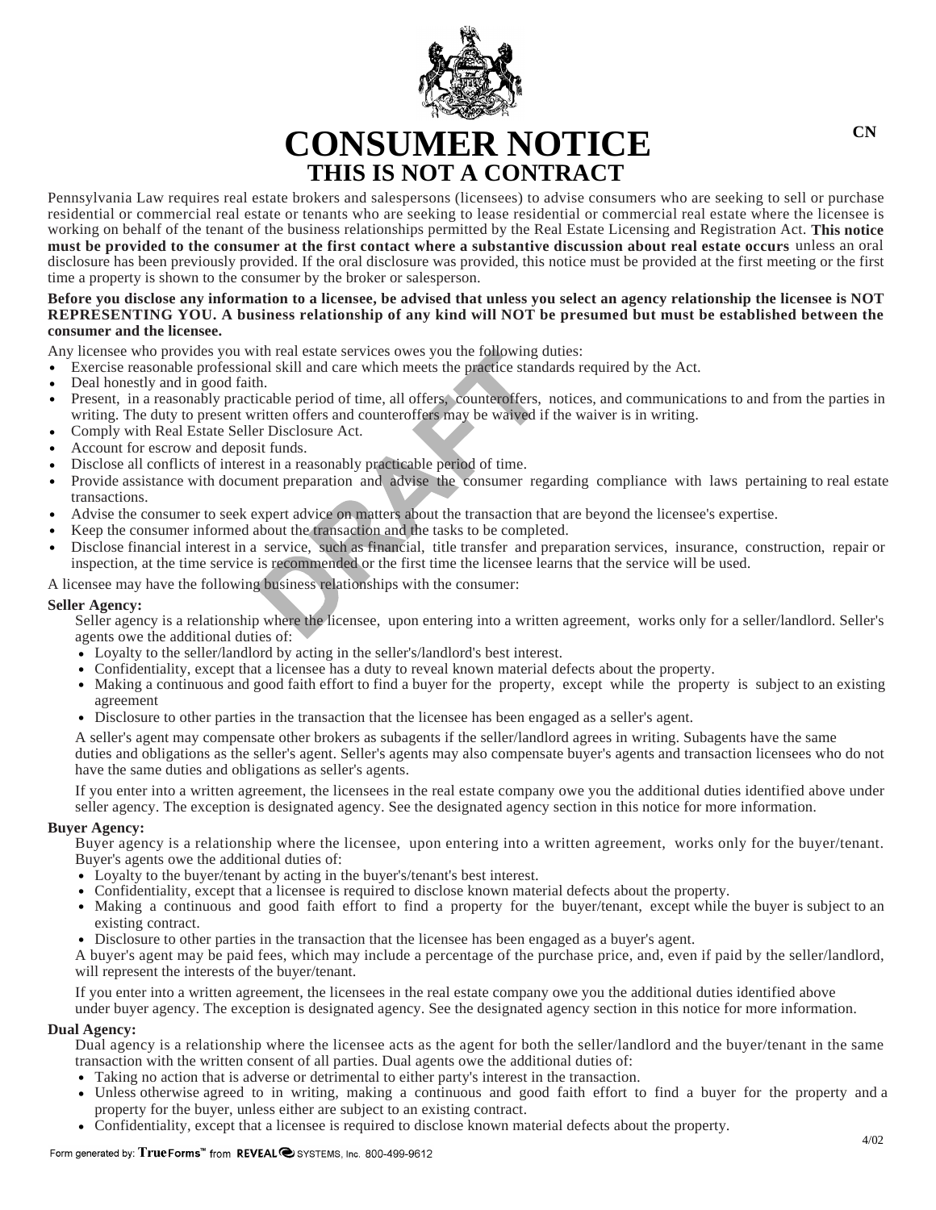CN

# CONSUMER NOTICE

## THIS IS NOT A CONTRACT

Pennsylvania Law requires real estate brokers and salespersons (licensees) to advise consumers who are seeking to sell or purchase residential or commercial real estate or tenants who are seeking to lease residential or commercial real estate where the licensee is working on behalf of the tenant of the business relationships permitted by the Real Estate Licensing and Registration Act. **This notice must be provided to the consumer at the first contact where a substantive discussion about real estate occurs** unless an oral disclosure has been previously provided. If the oral disclosure was provided, this notice must be provided at the first meeting or the first time a property is shown to the consumer by the broker or salesperson.

**Before you disclose any information to a licensee, be advised that unless you select an agency relationship the licensee is NOT REPRESENTING YOU. A business relationship of any kind will NOT be presumed but must be established between the consumer and the licensee.**

Any licensee who provides you with real estate services owes you the following duties:

- Exercise reasonable professional skill and care which meets the practice standards required by the Act.
- Deal honestly and in good faith.
- Present, in a reasonably practicable period of time, all offers, counteroffers, notices, and communications to and from the parties in writing. The duty to present written offers and counteroffers may be waived if the waiver is in writing.
- Comply with Real Estate Seller Disclosure Act.
- Account for escrow and deposit funds.
- Disclose all conflicts of interest in a reasonably practicable period of time.
- Provide assistance with document preparation and advise the consumer regarding compliance with laws pertaining to real estate transactions.
- Advise the consumer to seek expert advice on matters about the transaction that are beyond the licensee's expertise.
- Keep the consumer informed about the transaction and the tasks to be completed.
- Disclose financial interest in a service, such as financial, title transfer and preparation services, insurance, construction, repair or inspection, at the time service is recommended or the first time the licensee learns that the service will be used.

A licensee may have the following business relationships with the consumer:

**Seller Agency:**

Seller agency is a relationship where the licensee, upon entering into a written agreement, works only for a seller/landlord. Seller's agents owe the additional duties of:

- Loyalty to the seller/landlord by acting in the seller's/landlord's best interest.
- Confidentiality, except that a licensee has a duty to reveal known material defects about the property.
- Making a continuous and good faith effort to find a buyer for the property, except while the property is subject to an existing agreement
- Disclosure to other parties in the transaction that the licensee has been engaged as a seller's agent.

A seller's agent may compensate other brokers as subagents if the seller/landlord agrees in writing. Subagents have the same duties and obligations as the seller's agent. Seller's agents may also compensate buyer's agents and transaction licensees who do not have the same duties and obligations as seller's agents.

If you enter into a written agreement, the licensees in the real estate company owe you the additional duties identified above under seller agency. The exception is designated agency. See the designated agency section in this notice for more information.

**Buyer Agency:**

Buyer agency is a relationship where the licensee, upon entering into a written agreement, works only for the buyer/tenant. Buyer's agents owe the additional duties of:

- Loyalty to the buyer/tenant by acting in the buyer's/tenant's best interest.
- Confidentiality, except that a licensee is required to disclose known material defects about the property.
- Making a continuous and good faith effort to find a property for the buyer/tenant, except while the buyer is subject to an existing contract.
- Disclosure to other parties in the transaction that the licensee has been engaged as a buyer's agent.

A buyer's agent may be paid fees, which may include a percentage of the purchase price, and, even if paid by the seller/landlord, will represent the interests of the buyer/tenant.

If you enter into a written agreement, the licensees in the real estate company owe you the additional duties identified above under buyer agency. The exception is designated agency. See the designated agency section in this notice for more information.

**Dual Agency:**

Dual agency is a relationship where the licensee acts as the agent for both the seller/landlord and the buyer/tenant in the same transaction with the written consent of all parties. Dual agents owe the additional duties of:

- Taking no action that is adverse or detrimental to either party's interest in the transaction.
- Unless otherwise agreed to in writing, making a continuous and good faith effort to find a buyer for the property and a property for the buyer, unless either are subject to an existing contract.
- Confidentiality, except that a licensee is required to disclose known material defects about the property.

4/02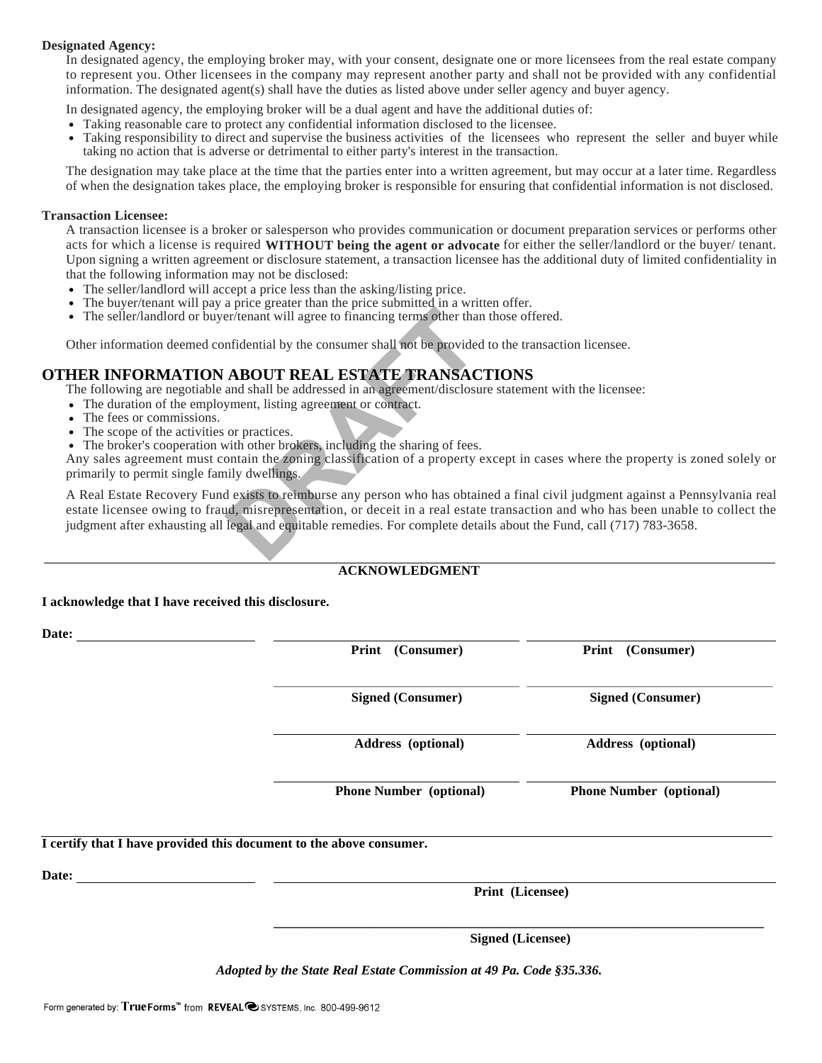**Designated Agency:**

In designated agency, the employing broker may, with your consent, designate one or more licensees from the real estate company to represent you. Other licensees in the company may represent another party and shall not be provided with any confidential information. The designated agent(s) shall have the duties as listed above under seller agency and buyer agency.

In designated agency, the employing broker will be a dual agent and have the additional duties of:

- Taking reasonable care to protect any confidential information disclosed to the licensee.
- Taking responsibility to direct and supervise the business activities of the licensees who represent the seller and buyer while taking no action that is adverse or detrimental to either party's interest in the transaction.

The designation may take place at the time that the parties enter into a written agreement, but may occur at a later time. Regardless of when the designation takes place, the employing broker is responsible for ensuring that confidential information is not disclosed.

**Transaction Licensee:**

A transaction licensee is a broker or salesperson who provides communication or document preparation services or performs other acts for which a license is required **WITHOUT being the agent or advocate** for either the seller/landlord or the buyer/ tenant. Upon signing a written agreement or disclosure statement, a transaction licensee has the additional duty of limited confidentiality in that the following information may not be disclosed:

- The seller/landlord will accept a price less than the asking/listing price.
- The buyer/tenant will pay a price greater than the price submitted in a written offer.
- The seller/landlord or buyer/tenant will agree to financing terms other than those offered.

Other information deemed confidential by the consumer shall not be provided to the transaction licensee.

## OTHER INFORMATION ABOUT REAL ESTATE TRANSACTIONS

The following are negotiable and shall be addressed in an agreement/disclosure statement with the licensee:

- The duration of the employment, listing agreement or contract.
- The fees or commissions.
- The scope of the activities or practices.
- The broker's cooperation with other brokers, including the sharing of fees.

Any sales agreement must contain the zoning classification of a property except in cases where the property is zoned solely or primarily to permit single family dwellings.

A Real Estate Recovery Fund exists to reimburse any person who has obtained a final civil judgment against a Pennsylvania real estate licensee owing to fraud, misrepresentation, or deceit in a real estate transaction and who has been unable to collect the judgment after exhausting all legal and equitable remedies. For complete details about the Fund, call (717) 783-3658.

**ACKNOWLEDGMENT**

**I acknowledge that I have received this disclosure.**

**Date:** ____________________

| | |
|---|---|
| **Print (Consumer)** | **Print (Consumer)** |
| **Signed (Consumer)** | **Signed (Consumer)** |
| **Address (optional)** | **Address (optional)** |
| **Phone Number (optional)** | **Phone Number (optional)** |

**I certify that I have provided this document to the above consumer.**

**Date:** ____________________

**Print (Licensee)**

**Signed (Licensee)**

***Adopted by the State Real Estate Commission at 49 Pa. Code §35.336.***

Form generated by: TrueForms™ from REVEAL SYSTEMS, Inc. 800-499-9612